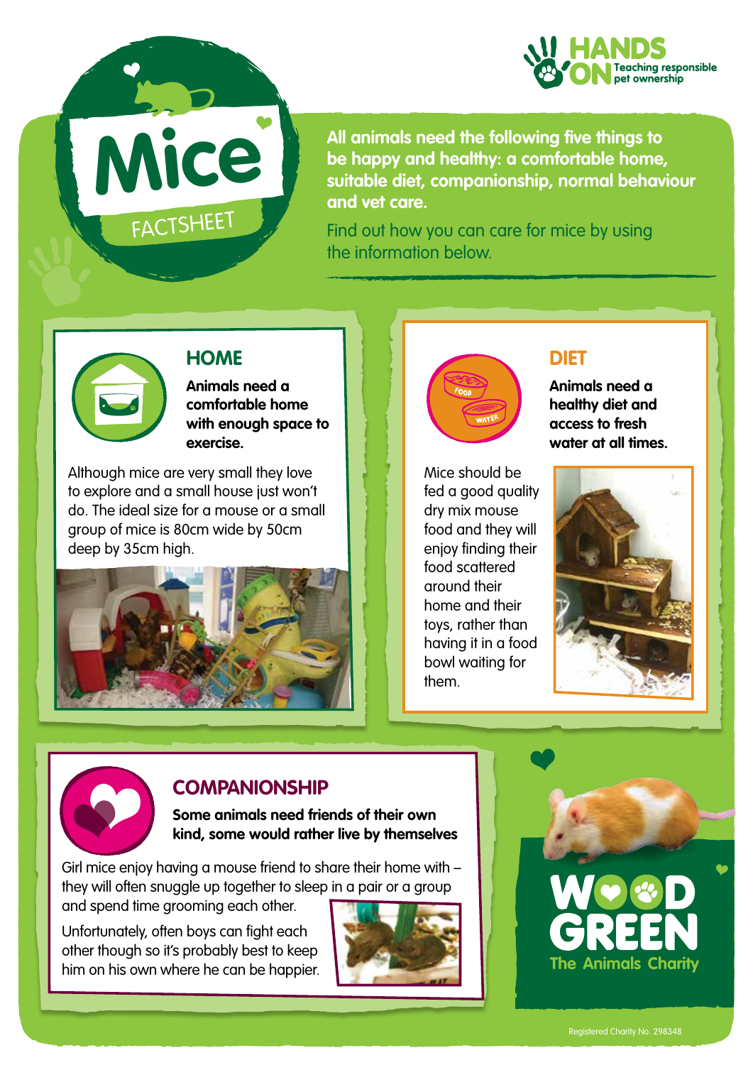# Mice

FACTSHEET

HANDS ON Teaching responsible pet ownership

**All animals need the following five things to be happy and healthy: a comfortable home, suitable diet, companionship, normal behaviour and vet care.**

Find out how you can care for mice by using the information below.

## HOME

**Animals need a comfortable home with enough space to exercise.**

Although mice are very small they love to explore and a small house just won't do. The ideal size for a mouse or a small group of mice is 80cm wide by 50cm deep by 35cm high.

## DIET

**Animals need a healthy diet and access to fresh water at all times.**

Mice should be fed a good quality dry mix mouse food and they will enjoy finding their food scattered around their home and their toys, rather than having it in a food bowl waiting for them.

## COMPANIONSHIP

**Some animals need friends of their own kind, some would rather live by themselves**

Girl mice enjoy having a mouse friend to share their home with – they will often snuggle up together to sleep in a pair or a group and spend time grooming each other.

Unfortunately, often boys can fight each other though so it's probably best to keep him on his own where he can be happier.

WOOD GREEN The Animals Charity

Registered Charity No. 298348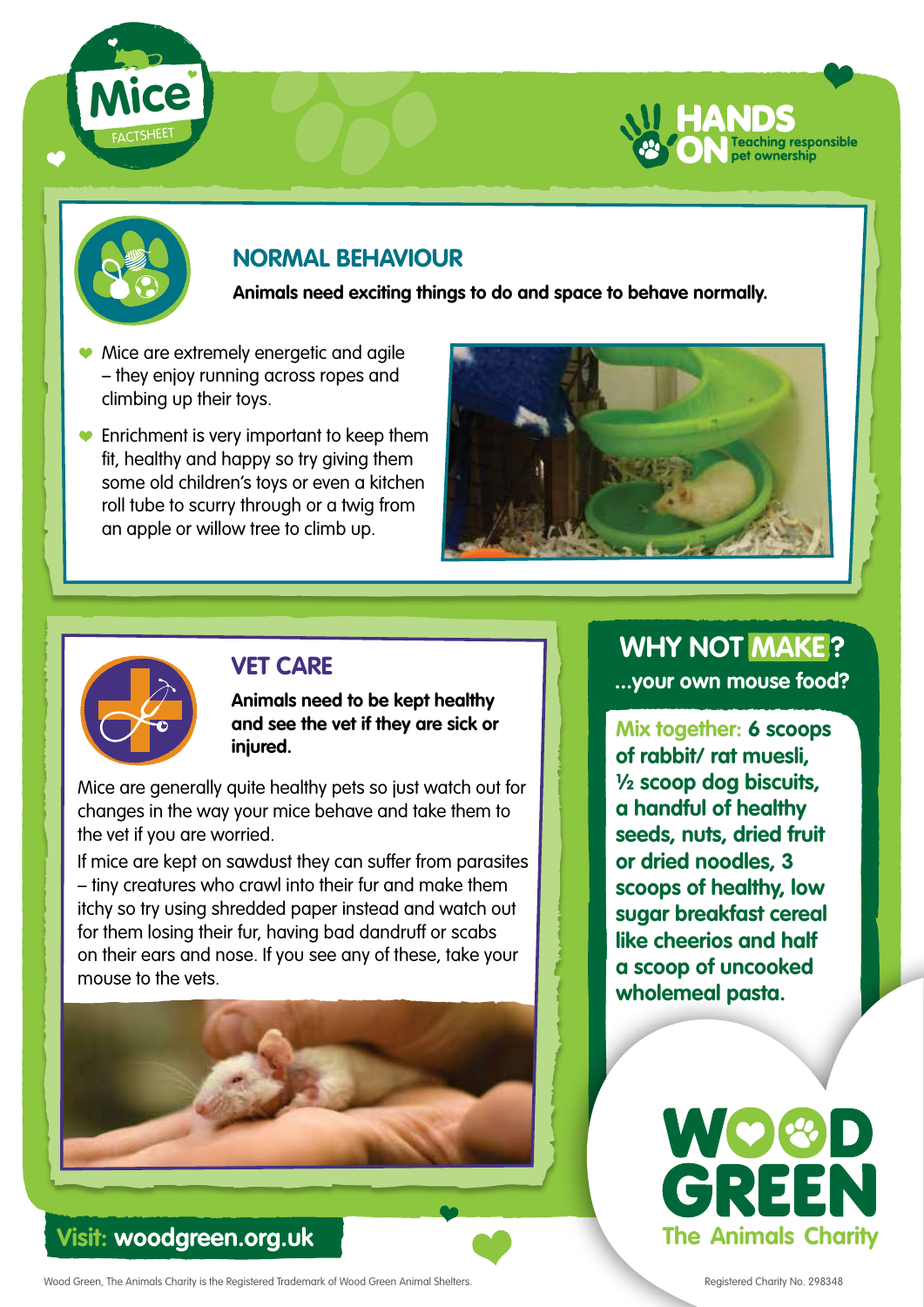# Mice FACTSHEET

HANDS ON Teaching responsible pet ownership

## NORMAL BEHAVIOUR

**Animals need exciting things to do and space to behave normally.**

- Mice are extremely energetic and agile – they enjoy running across ropes and climbing up their toys.
- Enrichment is very important to keep them fit, healthy and happy so try giving them some old children's toys or even a kitchen roll tube to scurry through or a twig from an apple or willow tree to climb up.

## VET CARE

**Animals need to be kept healthy and see the vet if they are sick or injured.**

Mice are generally quite healthy pets so just watch out for changes in the way your mice behave and take them to the vet if you are worried.

If mice are kept on sawdust they can suffer from parasites – tiny creatures who crawl into their fur and make them itchy so try using shredded paper instead and watch out for them losing their fur, having bad dandruff or scabs on their ears and nose. If you see any of these, take your mouse to the vets.

## WHY NOT MAKE?

**...your own mouse food?**

**Mix together: 6 scoops of rabbit/ rat muesli, ½ scoop dog biscuits, a handful of healthy seeds, nuts, dried fruit or dried noodles, 3 scoops of healthy, low sugar breakfast cereal like cheerios and half a scoop of uncooked wholemeal pasta.**

**Visit: woodgreen.org.uk**

WOOD GREEN The Animals Charity

Wood Green, The Animals Charity is the Registered Trademark of Wood Green Animal Shelters.

Registered Charity No. 298348